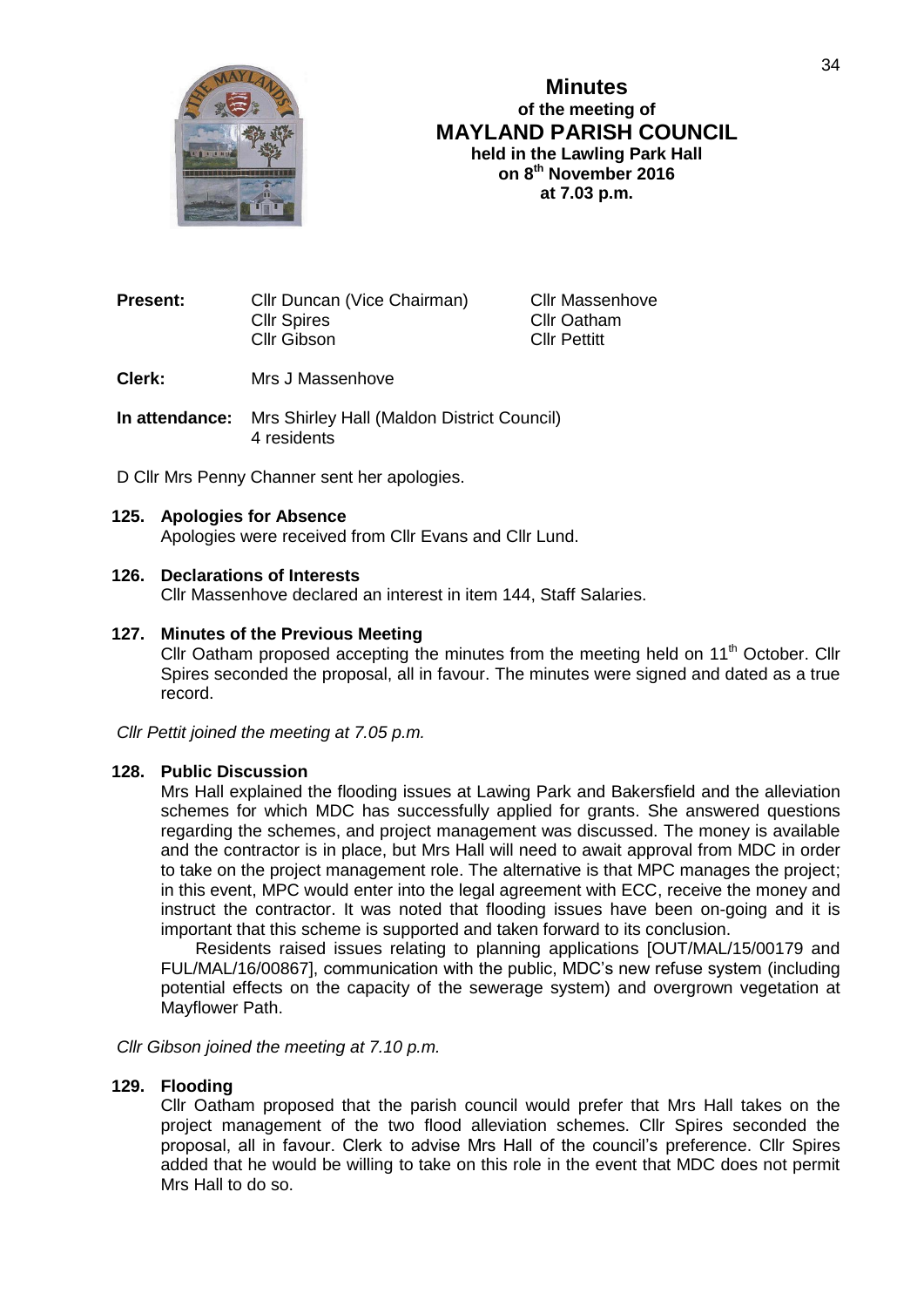# Minutes
## of the meeting of
## MAYLAND PARISH COUNCIL
**held in the Lawling Park Hall**
**on 8th November 2016**
**at 7.03 p.m.**

| | | |
|---|---|---|
| **Present:** | Cllr Duncan (Vice Chairman) | Cllr Massenhove |
| | Cllr Spires | Cllr Oatham |
| | Cllr Gibson | Cllr Pettitt |

**Clerk:** Mrs J Massenhove

**In attendance:** Mrs Shirley Hall (Maldon District Council)
4 residents

D Cllr Mrs Penny Channer sent her apologies.

**125. Apologies for Absence**
Apologies were received from Cllr Evans and Cllr Lund.

**126. Declarations of Interests**
Cllr Massenhove declared an interest in item 144, Staff Salaries.

**127. Minutes of the Previous Meeting**
Cllr Oatham proposed accepting the minutes from the meeting held on 11th October. Cllr Spires seconded the proposal, all in favour. The minutes were signed and dated as a true record.

*Cllr Pettit joined the meeting at 7.05 p.m.*

**128. Public Discussion**
Mrs Hall explained the flooding issues at Lawing Park and Bakersfield and the alleviation schemes for which MDC has successfully applied for grants. She answered questions regarding the schemes, and project management was discussed. The money is available and the contractor is in place, but Mrs Hall will need to await approval from MDC in order to take on the project management role. The alternative is that MPC manages the project; in this event, MPC would enter into the legal agreement with ECC, receive the money and instruct the contractor. It was noted that flooding issues have been on-going and it is important that this scheme is supported and taken forward to its conclusion.

Residents raised issues relating to planning applications [OUT/MAL/15/00179 and FUL/MAL/16/00867], communication with the public, MDC's new refuse system (including potential effects on the capacity of the sewerage system) and overgrown vegetation at Mayflower Path.

*Cllr Gibson joined the meeting at 7.10 p.m.*

**129. Flooding**
Cllr Oatham proposed that the parish council would prefer that Mrs Hall takes on the project management of the two flood alleviation schemes. Cllr Spires seconded the proposal, all in favour. Clerk to advise Mrs Hall of the council's preference. Cllr Spires added that he would be willing to take on this role in the event that MDC does not permit Mrs Hall to do so.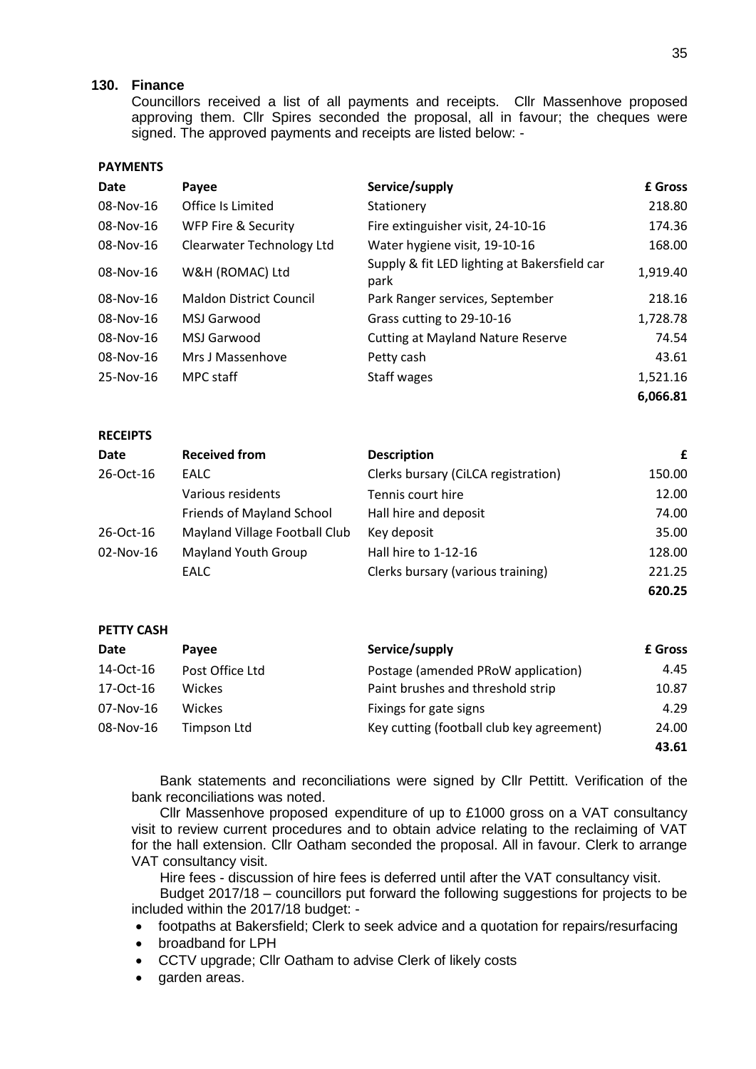## 130. Finance

Councillors received a list of all payments and receipts. Cllr Massenhove proposed approving them. Cllr Spires seconded the proposal, all in favour; the cheques were signed. The approved payments and receipts are listed below: -

**PAYMENTS**

| Date | Payee | Service/supply | £ Gross |
|---|---|---|---|
| 08-Nov-16 | Office Is Limited | Stationery | 218.80 |
| 08-Nov-16 | WFP Fire & Security | Fire extinguisher visit, 24-10-16 | 174.36 |
| 08-Nov-16 | Clearwater Technology Ltd | Water hygiene visit, 19-10-16 | 168.00 |
| 08-Nov-16 | W&H (ROMAC) Ltd | Supply & fit LED lighting at Bakersfield car park | 1,919.40 |
| 08-Nov-16 | Maldon District Council | Park Ranger services, September | 218.16 |
| 08-Nov-16 | MSJ Garwood | Grass cutting to 29-10-16 | 1,728.78 |
| 08-Nov-16 | MSJ Garwood | Cutting at Mayland Nature Reserve | 74.54 |
| 08-Nov-16 | Mrs J Massenhove | Petty cash | 43.61 |
| 25-Nov-16 | MPC staff | Staff wages | 1,521.16 |
| | | | **6,066.81** |

**RECEIPTS**

| Date | Received from | Description | £ |
|---|---|---|---|
| 26-Oct-16 | EALC | Clerks bursary (CiLCA registration) | 150.00 |
| | Various residents | Tennis court hire | 12.00 |
| | Friends of Mayland School | Hall hire and deposit | 74.00 |
| 26-Oct-16 | Mayland Village Football Club | Key deposit | 35.00 |
| 02-Nov-16 | Mayland Youth Group | Hall hire to 1-12-16 | 128.00 |
| | EALC | Clerks bursary (various training) | 221.25 |
| | | | **620.25** |

**PETTY CASH**

| Date | Payee | Service/supply | £ Gross |
|---|---|---|---|
| 14-Oct-16 | Post Office Ltd | Postage (amended PRoW application) | 4.45 |
| 17-Oct-16 | Wickes | Paint brushes and threshold strip | 10.87 |
| 07-Nov-16 | Wickes | Fixings for gate signs | 4.29 |
| 08-Nov-16 | Timpson Ltd | Key cutting (football club key agreement) | 24.00 |
| | | | **43.61** |

Bank statements and reconciliations were signed by Cllr Pettitt. Verification of the bank reconciliations was noted.

Cllr Massenhove proposed expenditure of up to £1000 gross on a VAT consultancy visit to review current procedures and to obtain advice relating to the reclaiming of VAT for the hall extension. Cllr Oatham seconded the proposal. All in favour. Clerk to arrange VAT consultancy visit.

Hire fees - discussion of hire fees is deferred until after the VAT consultancy visit.

Budget 2017/18 – councillors put forward the following suggestions for projects to be included within the 2017/18 budget: -

- footpaths at Bakersfield; Clerk to seek advice and a quotation for repairs/resurfacing
- broadband for LPH
- CCTV upgrade; Cllr Oatham to advise Clerk of likely costs
- garden areas.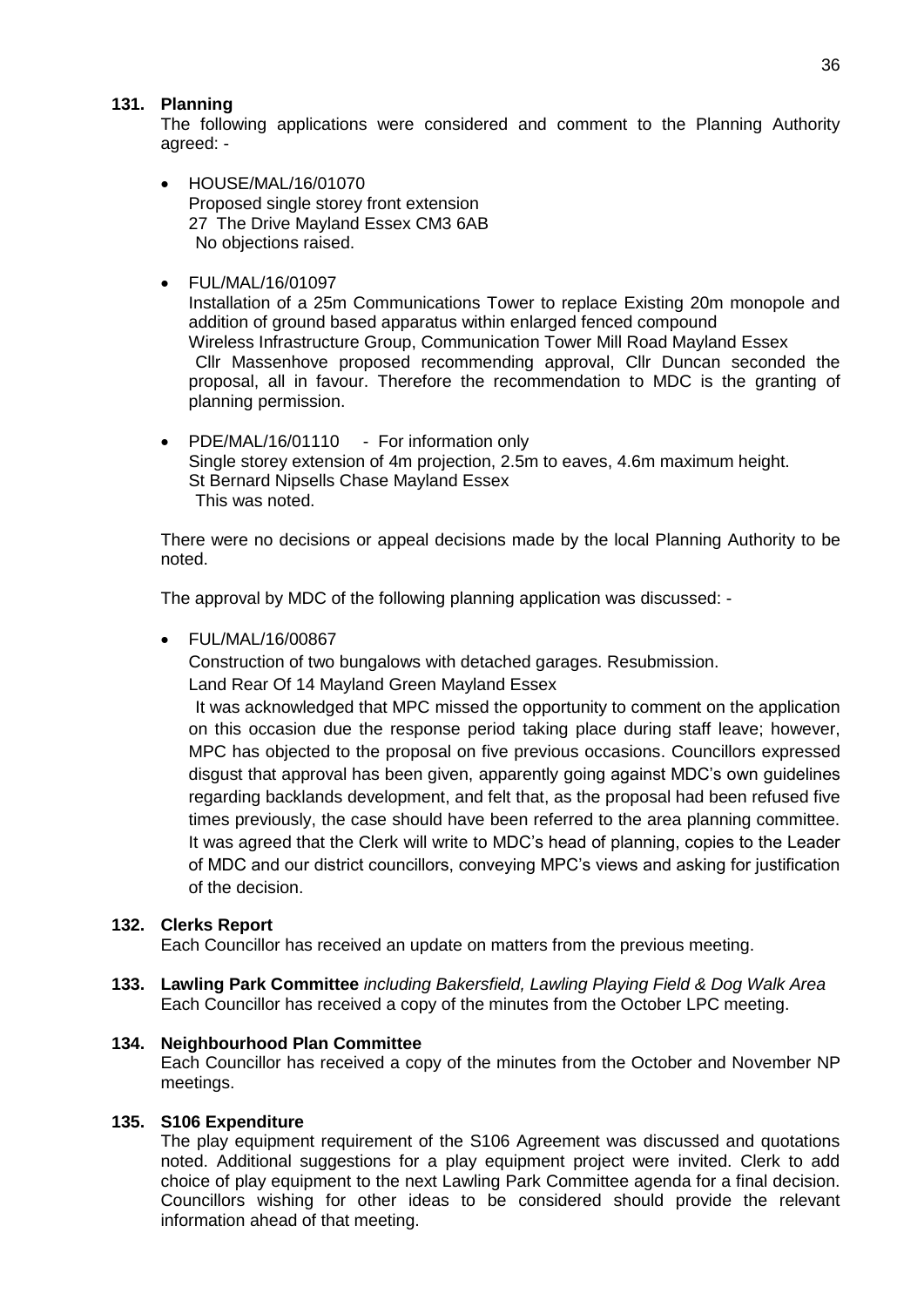**131. Planning**

The following applications were considered and comment to the Planning Authority agreed: -

- HOUSE/MAL/16/01070
  Proposed single storey front extension
  27 The Drive Mayland Essex CM3 6AB
  No objections raised.

- FUL/MAL/16/01097
  Installation of a 25m Communications Tower to replace Existing 20m monopole and addition of ground based apparatus within enlarged fenced compound
  Wireless Infrastructure Group, Communication Tower Mill Road Mayland Essex
  Cllr Massenhove proposed recommending approval, Cllr Duncan seconded the proposal, all in favour. Therefore the recommendation to MDC is the granting of planning permission.

- PDE/MAL/16/01110 - For information only
  Single storey extension of 4m projection, 2.5m to eaves, 4.6m maximum height.
  St Bernard Nipsells Chase Mayland Essex
  This was noted.

There were no decisions or appeal decisions made by the local Planning Authority to be noted.

The approval by MDC of the following planning application was discussed: -

- FUL/MAL/16/00867
  Construction of two bungalows with detached garages. Resubmission.
  Land Rear Of 14 Mayland Green Mayland Essex
  It was acknowledged that MPC missed the opportunity to comment on the application on this occasion due the response period taking place during staff leave; however, MPC has objected to the proposal on five previous occasions. Councillors expressed disgust that approval has been given, apparently going against MDC's own guidelines regarding backlands development, and felt that, as the proposal had been refused five times previously, the case should have been referred to the area planning committee. It was agreed that the Clerk will write to MDC's head of planning, copies to the Leader of MDC and our district councillors, conveying MPC's views and asking for justification of the decision.

**132. Clerks Report**

Each Councillor has received an update on matters from the previous meeting.

**133. Lawling Park Committee** *including Bakersfield, Lawling Playing Field & Dog Walk Area*

Each Councillor has received a copy of the minutes from the October LPC meeting.

**134. Neighbourhood Plan Committee**

Each Councillor has received a copy of the minutes from the October and November NP meetings.

**135. S106 Expenditure**

The play equipment requirement of the S106 Agreement was discussed and quotations noted. Additional suggestions for a play equipment project were invited. Clerk to add choice of play equipment to the next Lawling Park Committee agenda for a final decision. Councillors wishing for other ideas to be considered should provide the relevant information ahead of that meeting.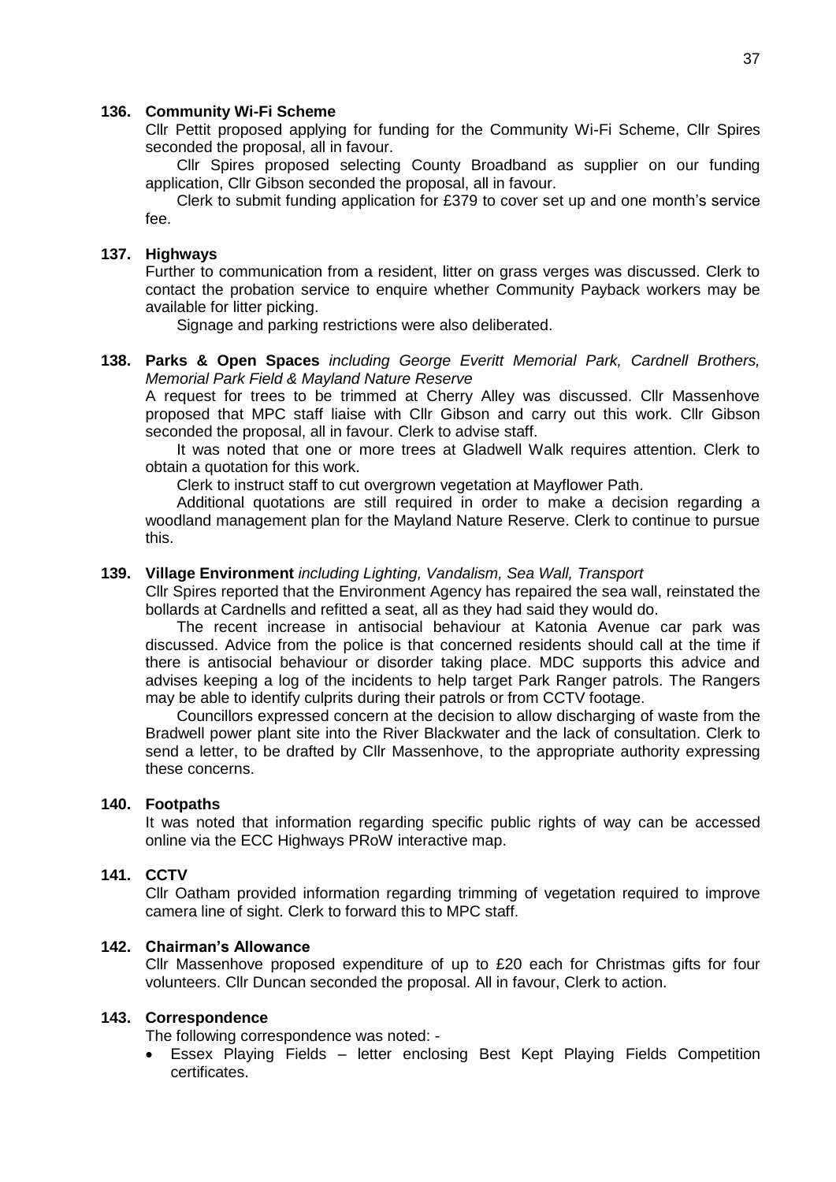**136. Community Wi-Fi Scheme**

Cllr Pettit proposed applying for funding for the Community Wi-Fi Scheme, Cllr Spires seconded the proposal, all in favour.

Cllr Spires proposed selecting County Broadband as supplier on our funding application, Cllr Gibson seconded the proposal, all in favour.

Clerk to submit funding application for £379 to cover set up and one month's service fee.

**137. Highways**

Further to communication from a resident, litter on grass verges was discussed. Clerk to contact the probation service to enquire whether Community Payback workers may be available for litter picking.

Signage and parking restrictions were also deliberated.

**138. Parks & Open Spaces** *including George Everitt Memorial Park, Cardnell Brothers, Memorial Park Field & Mayland Nature Reserve*

A request for trees to be trimmed at Cherry Alley was discussed. Cllr Massenhove proposed that MPC staff liaise with Cllr Gibson and carry out this work. Cllr Gibson seconded the proposal, all in favour. Clerk to advise staff.

It was noted that one or more trees at Gladwell Walk requires attention. Clerk to obtain a quotation for this work.

Clerk to instruct staff to cut overgrown vegetation at Mayflower Path.

Additional quotations are still required in order to make a decision regarding a woodland management plan for the Mayland Nature Reserve. Clerk to continue to pursue this.

**139. Village Environment** *including Lighting, Vandalism, Sea Wall, Transport*

Cllr Spires reported that the Environment Agency has repaired the sea wall, reinstated the bollards at Cardnells and refitted a seat, all as they had said they would do.

The recent increase in antisocial behaviour at Katonia Avenue car park was discussed. Advice from the police is that concerned residents should call at the time if there is antisocial behaviour or disorder taking place. MDC supports this advice and advises keeping a log of the incidents to help target Park Ranger patrols. The Rangers may be able to identify culprits during their patrols or from CCTV footage.

Councillors expressed concern at the decision to allow discharging of waste from the Bradwell power plant site into the River Blackwater and the lack of consultation. Clerk to send a letter, to be drafted by Cllr Massenhove, to the appropriate authority expressing these concerns.

**140. Footpaths**

It was noted that information regarding specific public rights of way can be accessed online via the ECC Highways PRoW interactive map.

**141. CCTV**

Cllr Oatham provided information regarding trimming of vegetation required to improve camera line of sight. Clerk to forward this to MPC staff.

**142. Chairman's Allowance**

Cllr Massenhove proposed expenditure of up to £20 each for Christmas gifts for four volunteers. Cllr Duncan seconded the proposal. All in favour, Clerk to action.

**143. Correspondence**

The following correspondence was noted: -

- Essex Playing Fields – letter enclosing Best Kept Playing Fields Competition certificates.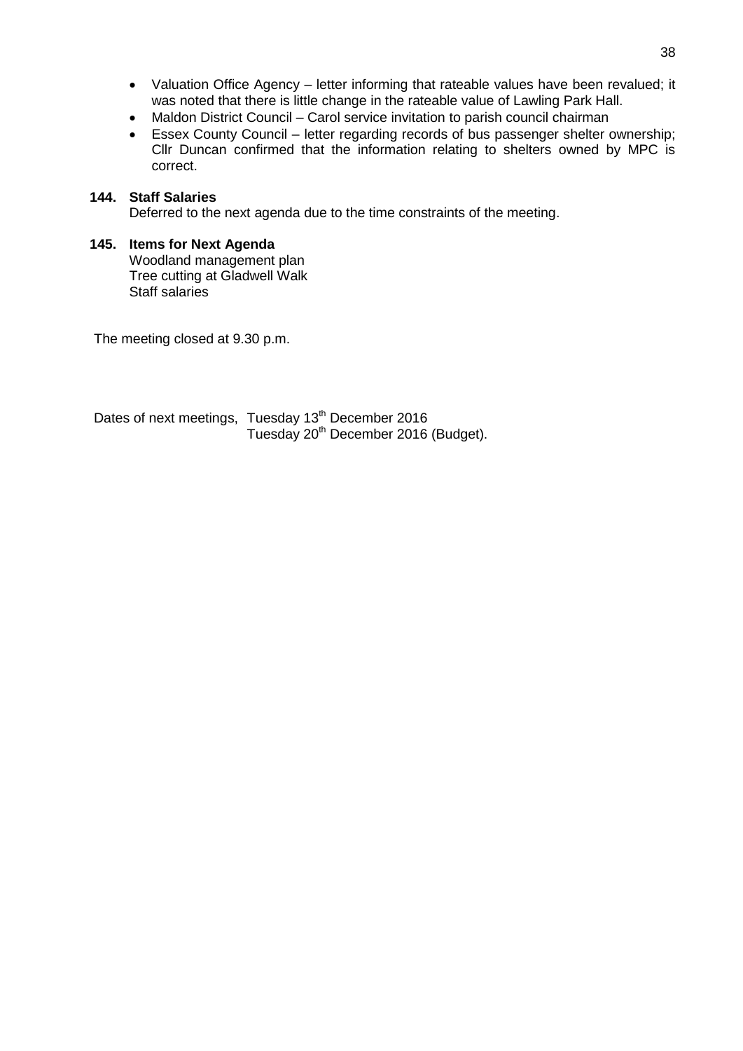- Valuation Office Agency – letter informing that rateable values have been revalued; it was noted that there is little change in the rateable value of Lawling Park Hall.
- Maldon District Council – Carol service invitation to parish council chairman
- Essex County Council – letter regarding records of bus passenger shelter ownership; Cllr Duncan confirmed that the information relating to shelters owned by MPC is correct.

**144. Staff Salaries**

Deferred to the next agenda due to the time constraints of the meeting.

**145. Items for Next Agenda**

Woodland management plan
Tree cutting at Gladwell Walk
Staff salaries

The meeting closed at 9.30 p.m.

Dates of next meetings, Tuesday 13th December 2016
Tuesday 20th December 2016 (Budget).